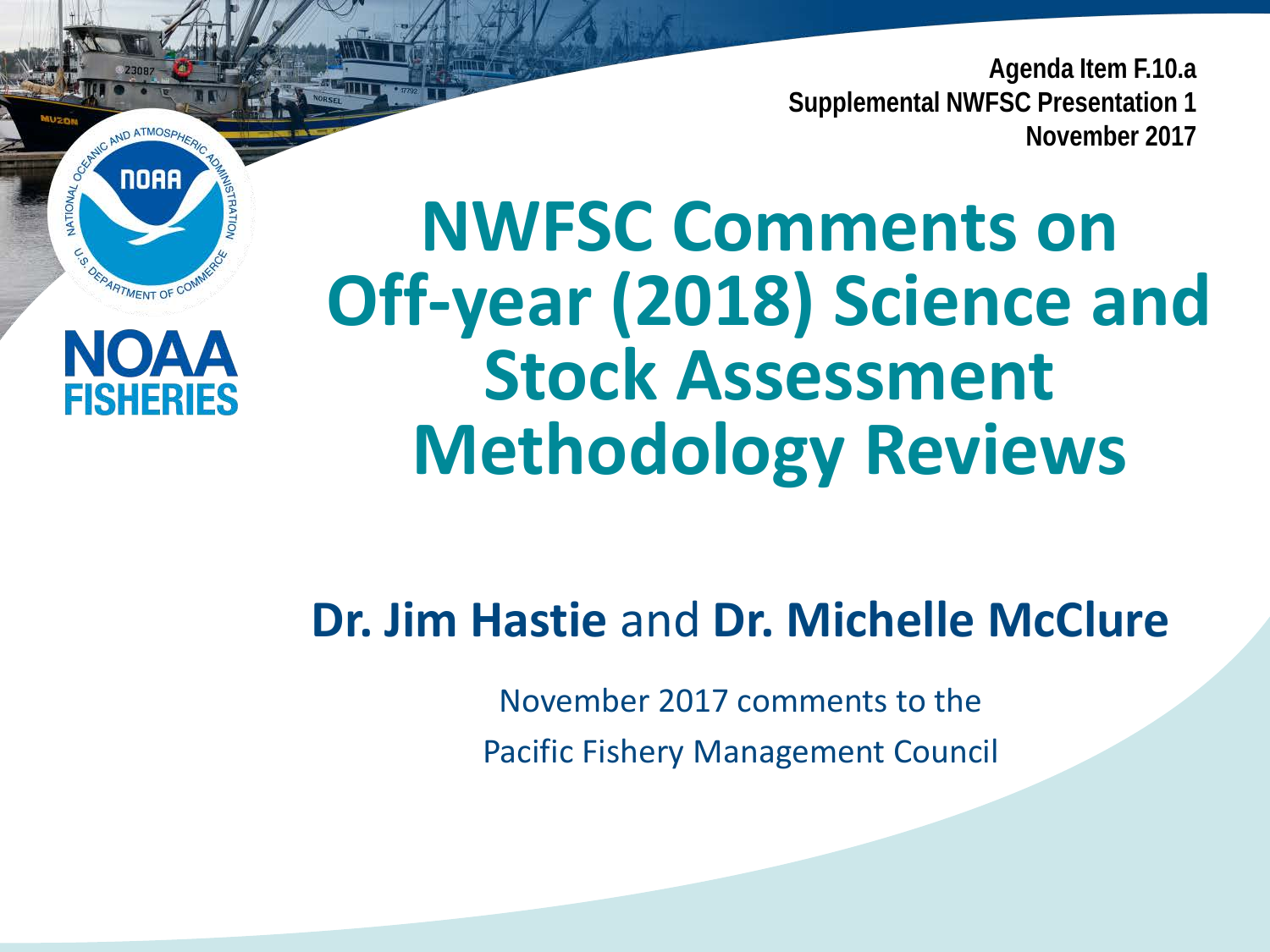Agenda Item F.10.a
Supplemental NWFSC Presentation 1
November 2017

# NWFSC Comments on Off-year (2018) Science and Stock Assessment Methodology Reviews

**Dr. Jim Hastie** and **Dr. Michelle McClure**

November 2017 comments to the
Pacific Fishery Management Council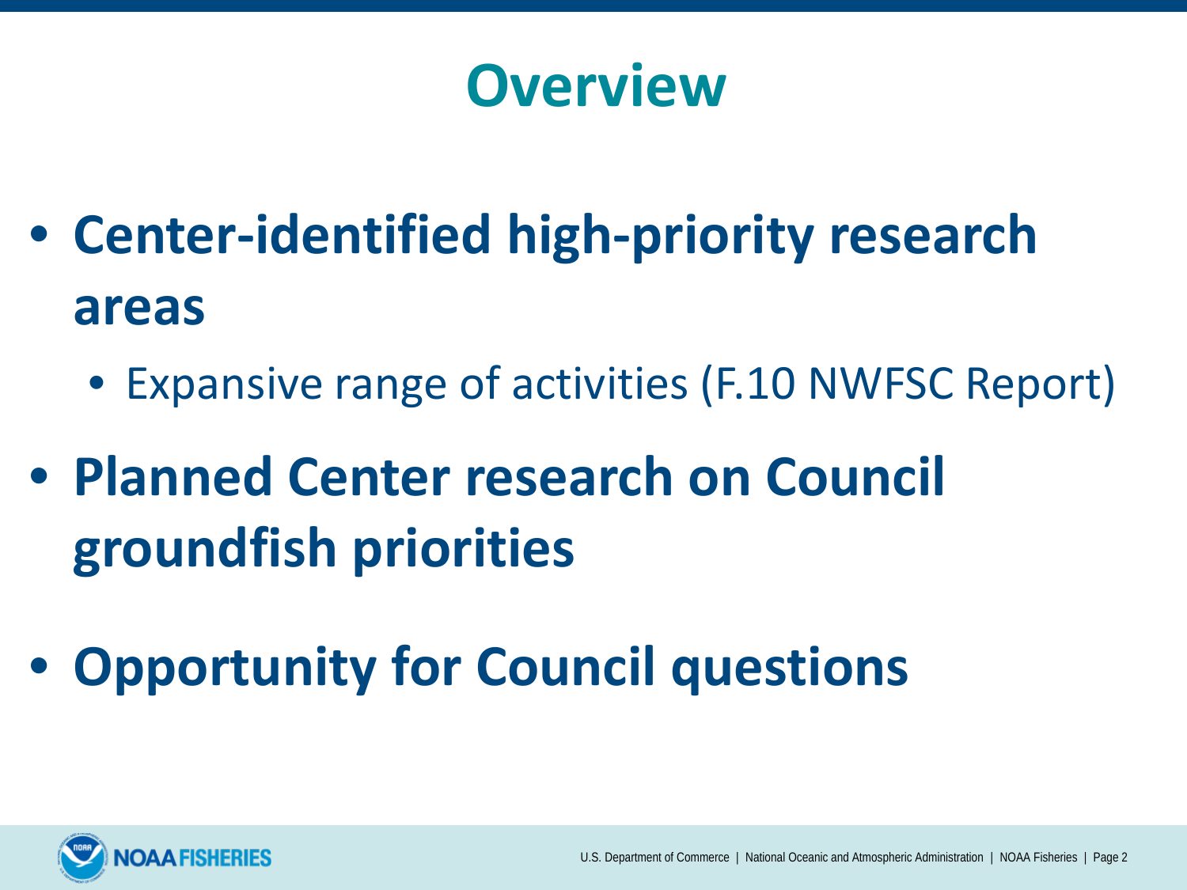# Overview

- **Center-identified high-priority research areas**
  - Expansive range of activities (F.10 NWFSC Report)
- **Planned Center research on Council groundfish priorities**
- **Opportunity for Council questions**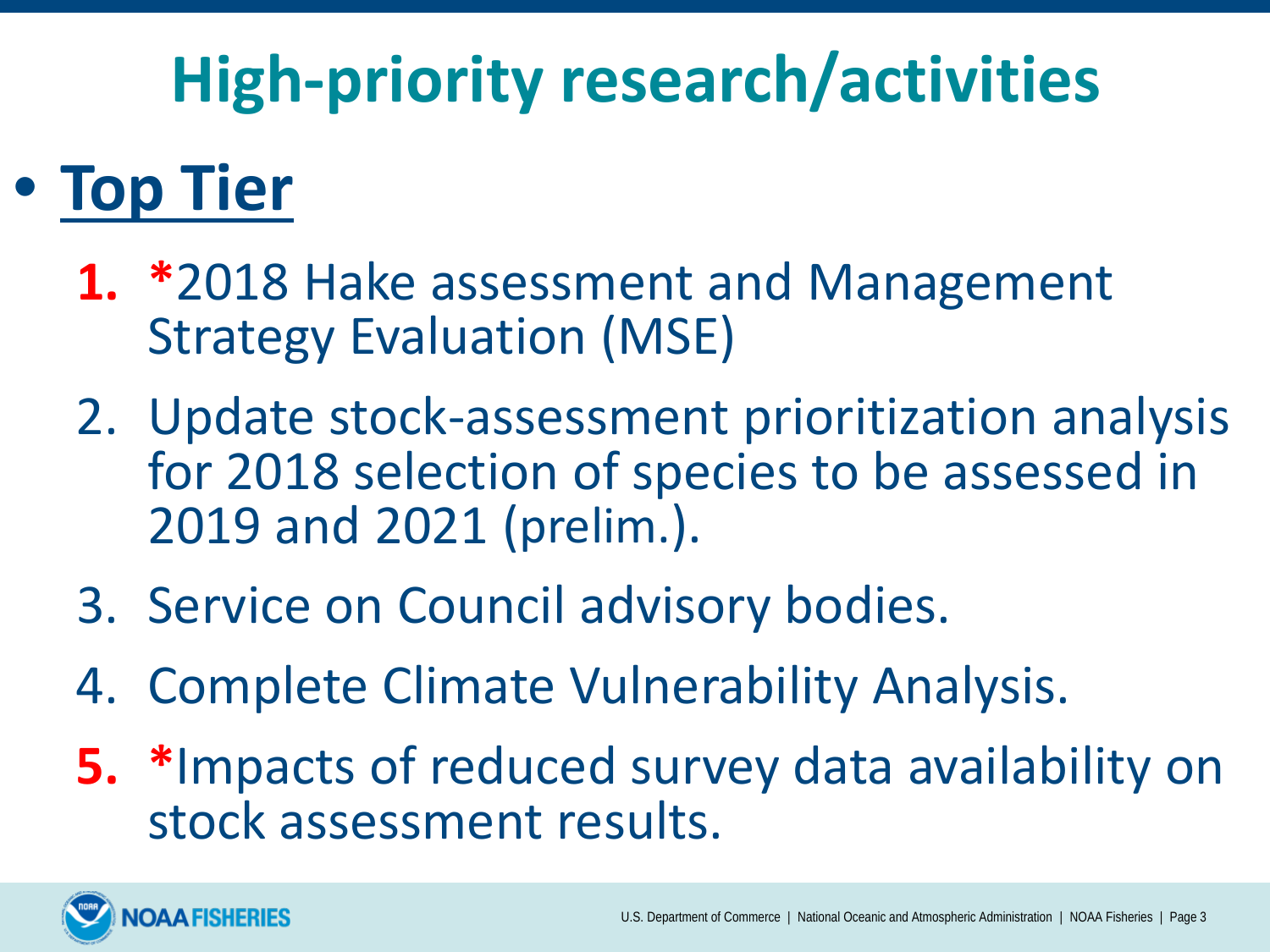# High-priority research/activities

- **Top Tier**

  1. *2018 Hake assessment and Management Strategy Evaluation (MSE)
  2. Update stock-assessment prioritization analysis for 2018 selection of species to be assessed in 2019 and 2021 (prelim.).
  3. Service on Council advisory bodies.
  4. Complete Climate Vulnerability Analysis.
  5. *Impacts of reduced survey data availability on stock assessment results.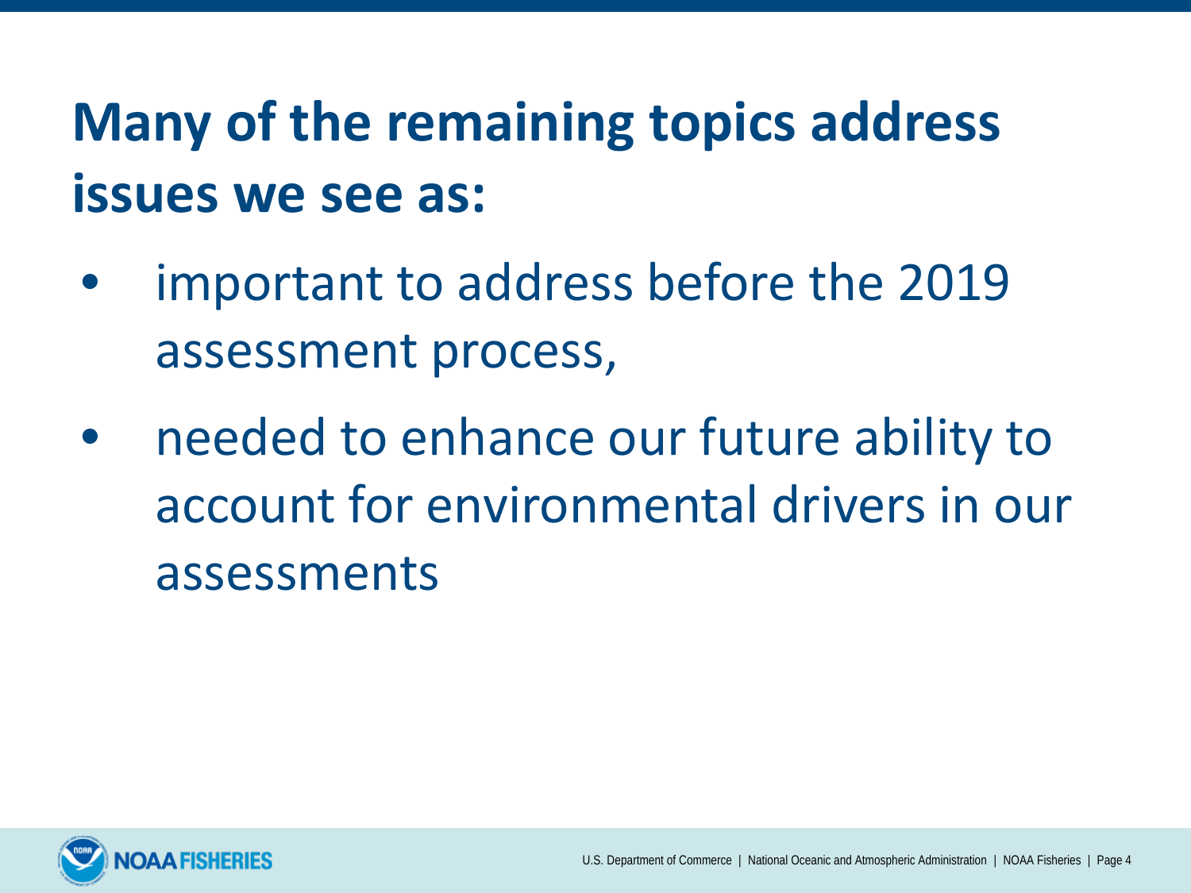# Many of the remaining topics address issues we see as:

- important to address before the 2019 assessment process,
- needed to enhance our future ability to account for environmental drivers in our assessments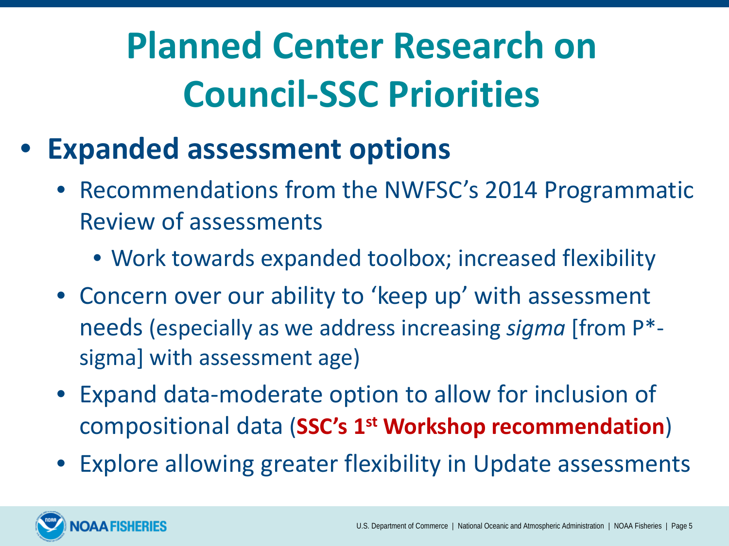# Planned Center Research on Council-SSC Priorities

- **Expanded assessment options**
  - Recommendations from the NWFSC's 2014 Programmatic Review of assessments
    - Work towards expanded toolbox; increased flexibility
  - Concern over our ability to 'keep up' with assessment needs (especially as we address increasing *sigma* [from P*-sigma] with assessment age)
  - Expand data-moderate option to allow for inclusion of compositional data (**SSC's 1st Workshop recommendation**)
  - Explore allowing greater flexibility in Update assessments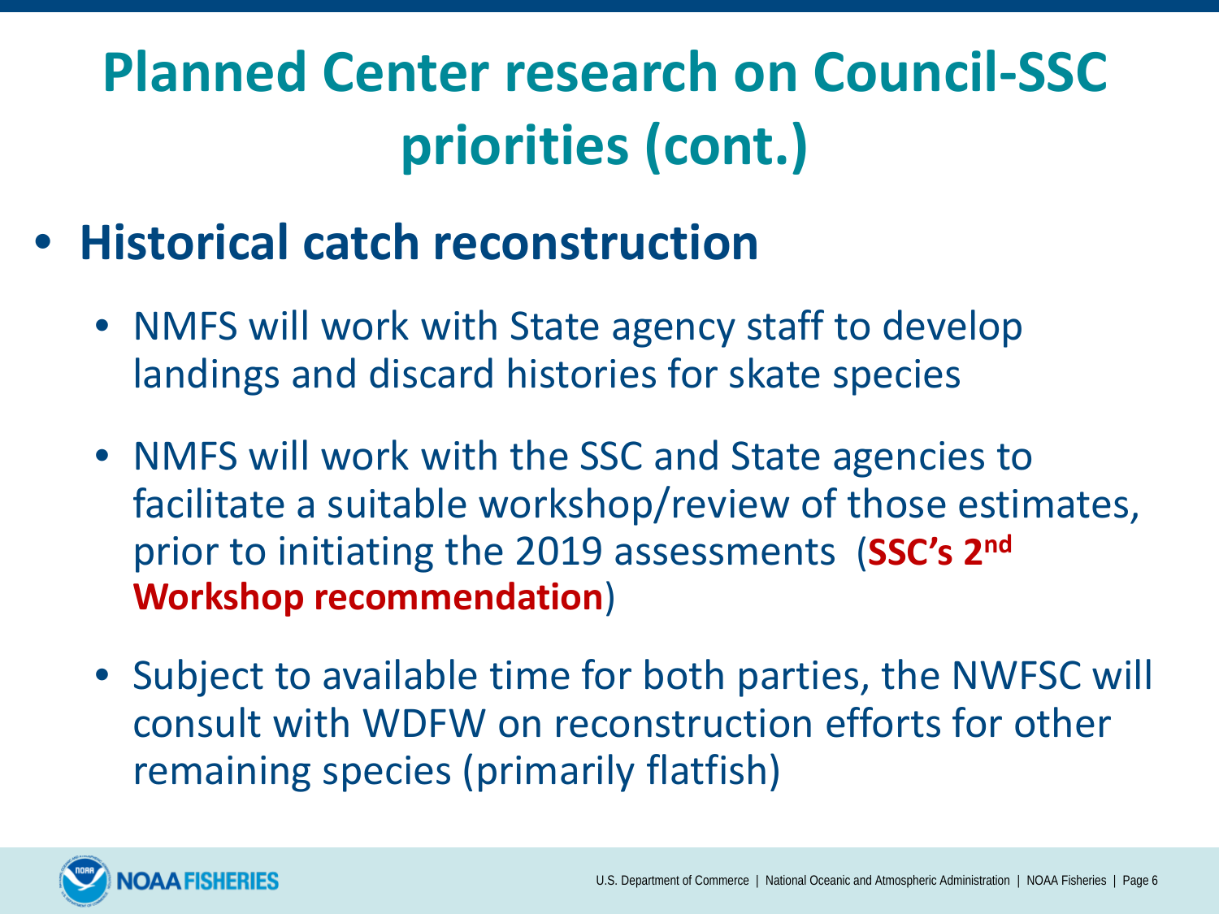# Planned Center research on Council-SSC priorities (cont.)

- **Historical catch reconstruction**
  - NMFS will work with State agency staff to develop landings and discard histories for skate species
  - NMFS will work with the SSC and State agencies to facilitate a suitable workshop/review of those estimates, prior to initiating the 2019 assessments (**SSC's 2nd Workshop recommendation**)
  - Subject to available time for both parties, the NWFSC will consult with WDFW on reconstruction efforts for other remaining species (primarily flatfish)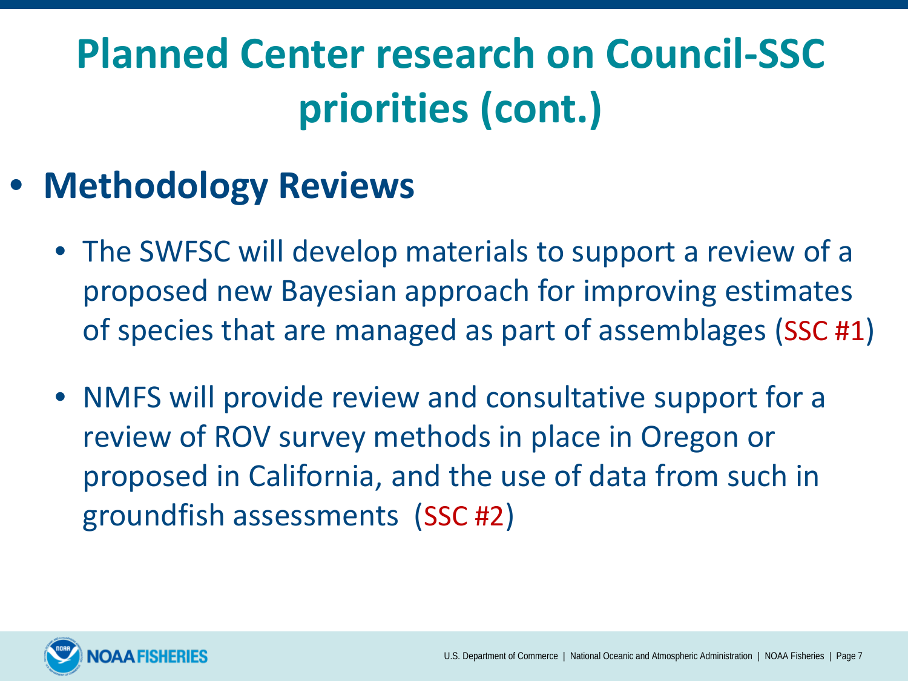# Planned Center research on Council-SSC priorities (cont.)

- **Methodology Reviews**
  - The SWFSC will develop materials to support a review of a proposed new Bayesian approach for improving estimates of species that are managed as part of assemblages (SSC #1)
  - NMFS will provide review and consultative support for a review of ROV survey methods in place in Oregon or proposed in California, and the use of data from such in groundfish assessments (SSC #2)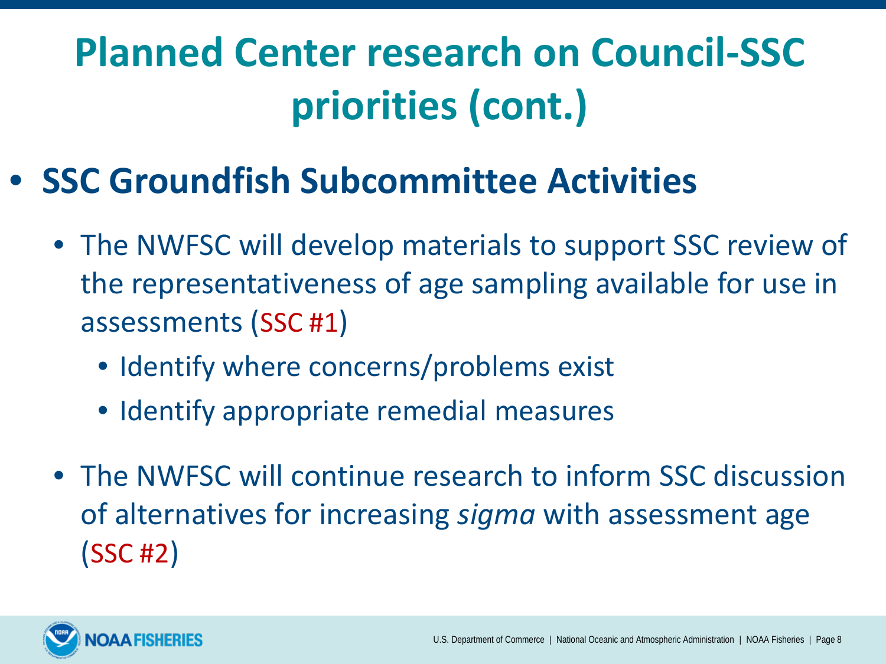# Planned Center research on Council-SSC priorities (cont.)

- **SSC Groundfish Subcommittee Activities**
  - The NWFSC will develop materials to support SSC review of the representativeness of age sampling available for use in assessments (SSC #1)
    - Identify where concerns/problems exist
    - Identify appropriate remedial measures
  - The NWFSC will continue research to inform SSC discussion of alternatives for increasing *sigma* with assessment age (SSC #2)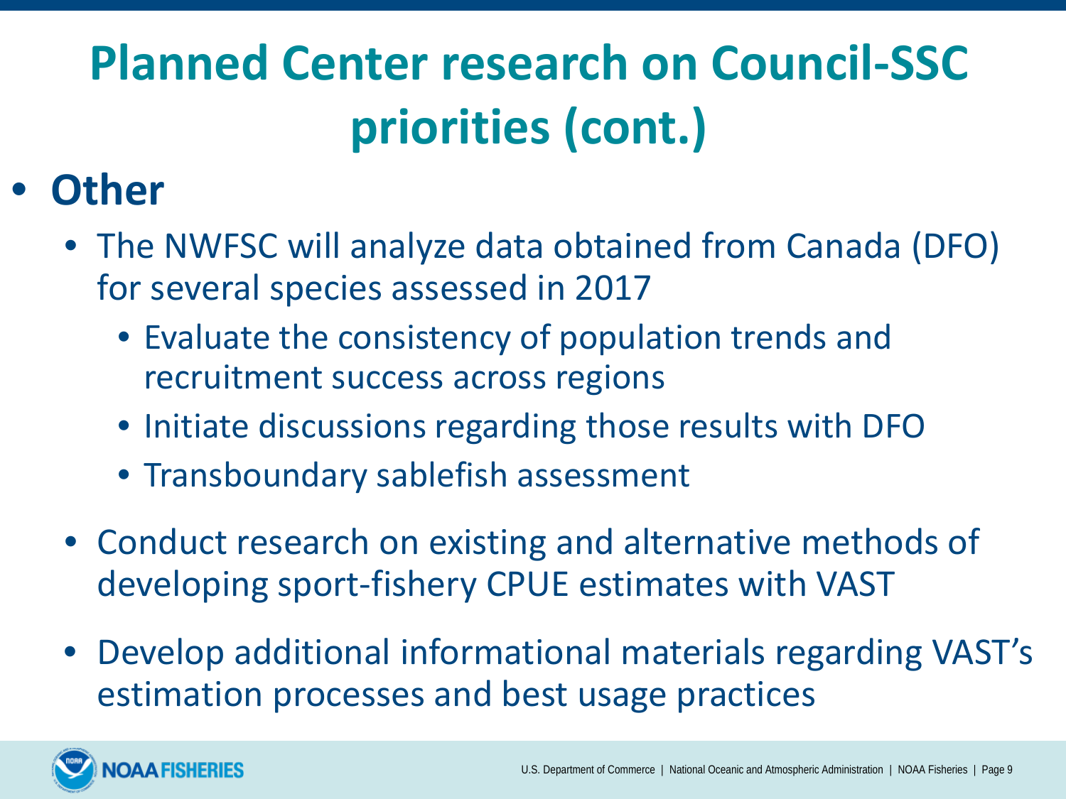# Planned Center research on Council-SSC priorities (cont.)

- **Other**
  - The NWFSC will analyze data obtained from Canada (DFO) for several species assessed in 2017
    - Evaluate the consistency of population trends and recruitment success across regions
    - Initiate discussions regarding those results with DFO
    - Transboundary sablefish assessment
  - Conduct research on existing and alternative methods of developing sport-fishery CPUE estimates with VAST
  - Develop additional informational materials regarding VAST's estimation processes and best usage practices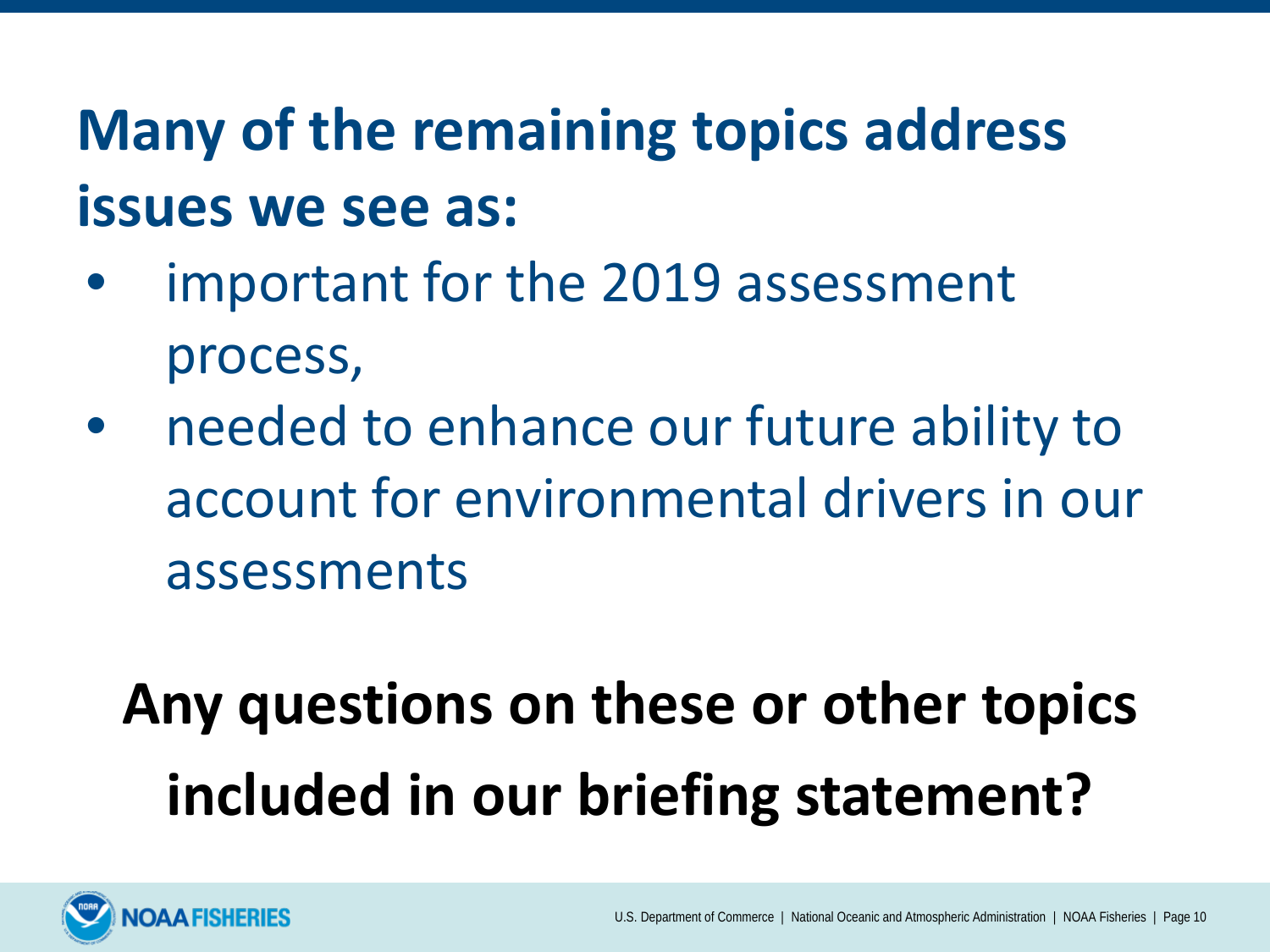# Many of the remaining topics address issues we see as:

- important for the 2019 assessment process,
- needed to enhance our future ability to account for environmental drivers in our assessments

**Any questions on these or other topics included in our briefing statement?**